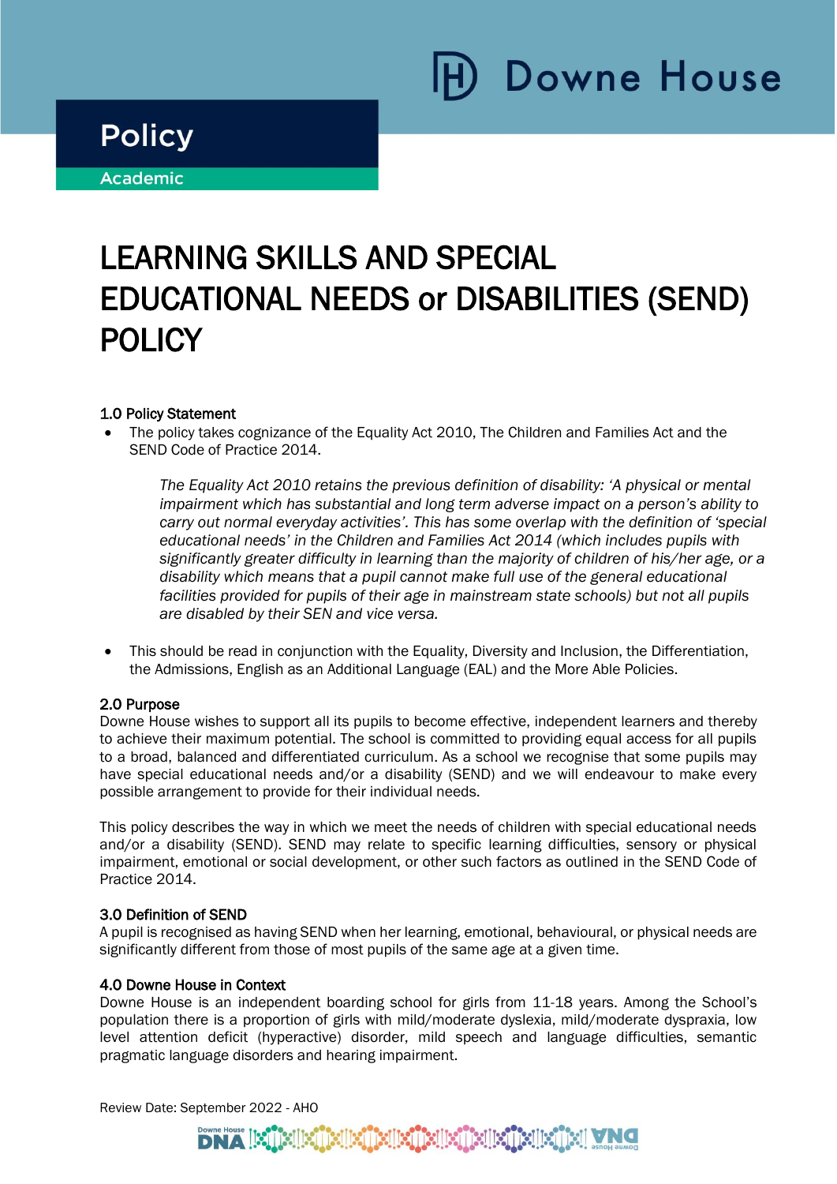Policy

Academic

# LEARNING SKILLS AND SPECIAL EDUCATIONAL NEEDS or DISABILITIES (SEND) POLICY

### 1.0 Policy Statement

- The policy takes cognizance of the Equality Act 2010, The Children and Families Act and the SEND Code of Practice 2014.

  *The Equality Act 2010 retains the previous definition of disability: 'A physical or mental impairment which has substantial and long term adverse impact on a person's ability to carry out normal everyday activities'. This has some overlap with the definition of 'special educational needs' in the Children and Families Act 2014 (which includes pupils with significantly greater difficulty in learning than the majority of children of his/her age, or a disability which means that a pupil cannot make full use of the general educational facilities provided for pupils of their age in mainstream state schools) but not all pupils are disabled by their SEN and vice versa.*

- This should be read in conjunction with the Equality, Diversity and Inclusion, the Differentiation, the Admissions, English as an Additional Language (EAL) and the More Able Policies.

### 2.0 Purpose

Downe House wishes to support all its pupils to become effective, independent learners and thereby to achieve their maximum potential. The school is committed to providing equal access for all pupils to a broad, balanced and differentiated curriculum. As a school we recognise that some pupils may have special educational needs and/or a disability (SEND) and we will endeavour to make every possible arrangement to provide for their individual needs.

This policy describes the way in which we meet the needs of children with special educational needs and/or a disability (SEND). SEND may relate to specific learning difficulties, sensory or physical impairment, emotional or social development, or other such factors as outlined in the SEND Code of Practice 2014.

### 3.0 Definition of SEND

A pupil is recognised as having SEND when her learning, emotional, behavioural, or physical needs are significantly different from those of most pupils of the same age at a given time.

### 4.0 Downe House in Context

Downe House is an independent boarding school for girls from 11-18 years. Among the School's population there is a proportion of girls with mild/moderate dyslexia, mild/moderate dyspraxia, low level attention deficit (hyperactive) disorder, mild speech and language difficulties, semantic pragmatic language disorders and hearing impairment.

Review Date: September 2022 - AHO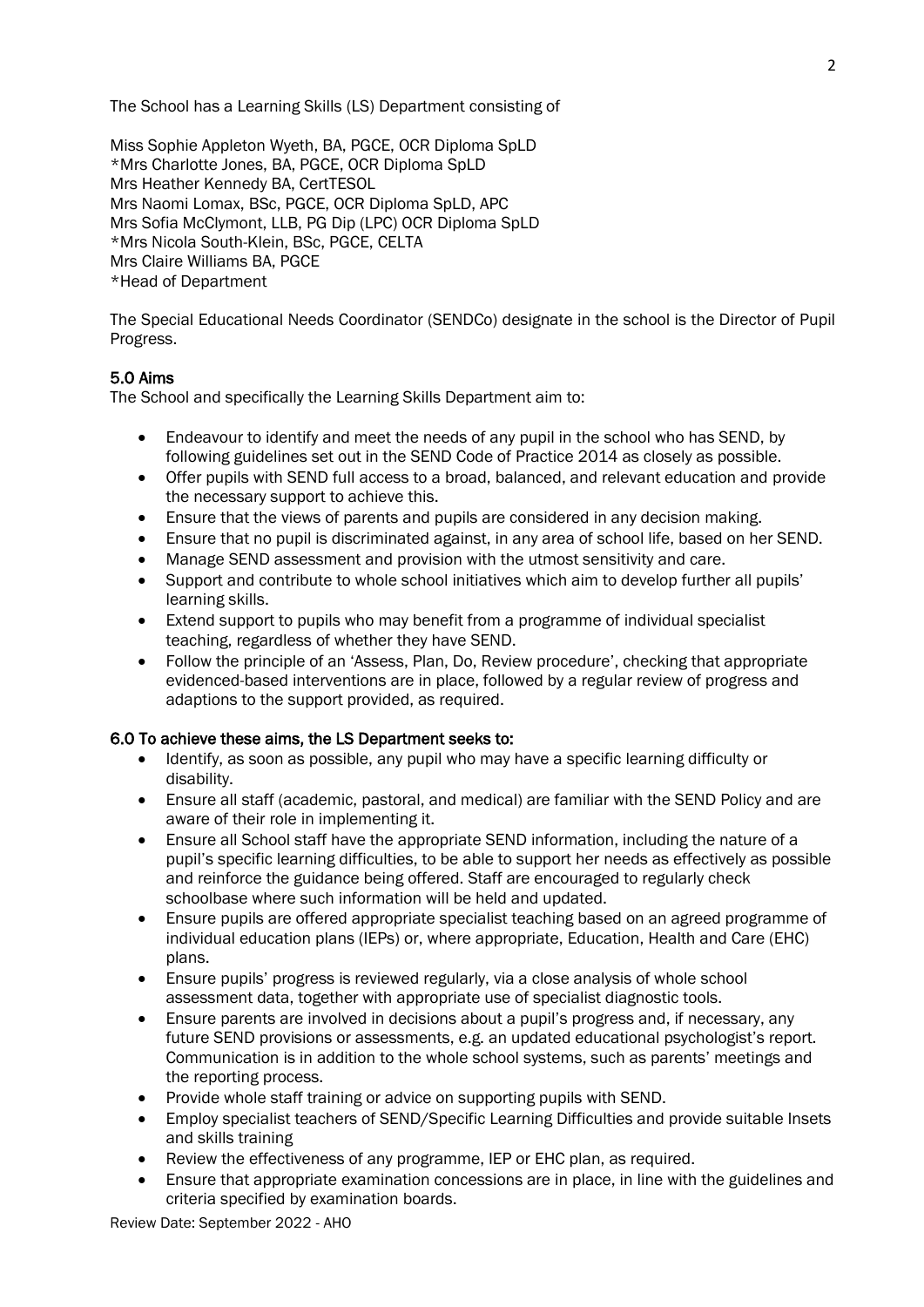The School has a Learning Skills (LS) Department consisting of

Miss Sophie Appleton Wyeth, BA, PGCE, OCR Diploma SpLD
*Mrs Charlotte Jones, BA, PGCE, OCR Diploma SpLD
Mrs Heather Kennedy BA, CertTESOL
Mrs Naomi Lomax, BSc, PGCE, OCR Diploma SpLD, APC
Mrs Sofia McClymont, LLB, PG Dip (LPC) OCR Diploma SpLD
*Mrs Nicola South-Klein, BSc, PGCE, CELTA
Mrs Claire Williams BA, PGCE
*Head of Department

The Special Educational Needs Coordinator (SENDCo) designate in the school is the Director of Pupil Progress.

## 5.0 Aims

The School and specifically the Learning Skills Department aim to:

- Endeavour to identify and meet the needs of any pupil in the school who has SEND, by following guidelines set out in the SEND Code of Practice 2014 as closely as possible.
- Offer pupils with SEND full access to a broad, balanced, and relevant education and provide the necessary support to achieve this.
- Ensure that the views of parents and pupils are considered in any decision making.
- Ensure that no pupil is discriminated against, in any area of school life, based on her SEND.
- Manage SEND assessment and provision with the utmost sensitivity and care.
- Support and contribute to whole school initiatives which aim to develop further all pupils' learning skills.
- Extend support to pupils who may benefit from a programme of individual specialist teaching, regardless of whether they have SEND.
- Follow the principle of an 'Assess, Plan, Do, Review procedure', checking that appropriate evidenced-based interventions are in place, followed by a regular review of progress and adaptions to the support provided, as required.

## 6.0 To achieve these aims, the LS Department seeks to:

- Identify, as soon as possible, any pupil who may have a specific learning difficulty or disability.
- Ensure all staff (academic, pastoral, and medical) are familiar with the SEND Policy and are aware of their role in implementing it.
- Ensure all School staff have the appropriate SEND information, including the nature of a pupil's specific learning difficulties, to be able to support her needs as effectively as possible and reinforce the guidance being offered. Staff are encouraged to regularly check schoolbase where such information will be held and updated.
- Ensure pupils are offered appropriate specialist teaching based on an agreed programme of individual education plans (IEPs) or, where appropriate, Education, Health and Care (EHC) plans.
- Ensure pupils' progress is reviewed regularly, via a close analysis of whole school assessment data, together with appropriate use of specialist diagnostic tools.
- Ensure parents are involved in decisions about a pupil's progress and, if necessary, any future SEND provisions or assessments, e.g. an updated educational psychologist's report. Communication is in addition to the whole school systems, such as parents' meetings and the reporting process.
- Provide whole staff training or advice on supporting pupils with SEND.
- Employ specialist teachers of SEND/Specific Learning Difficulties and provide suitable Insets and skills training
- Review the effectiveness of any programme, IEP or EHC plan, as required.
- Ensure that appropriate examination concessions are in place, in line with the guidelines and criteria specified by examination boards.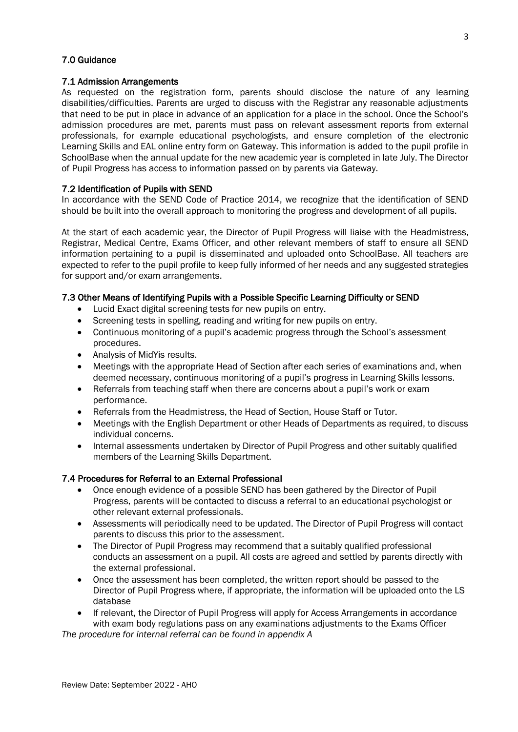## 7.0 Guidance

### 7.1 Admission Arrangements

As requested on the registration form, parents should disclose the nature of any learning disabilities/difficulties. Parents are urged to discuss with the Registrar any reasonable adjustments that need to be put in place in advance of an application for a place in the school. Once the School's admission procedures are met, parents must pass on relevant assessment reports from external professionals, for example educational psychologists, and ensure completion of the electronic Learning Skills and EAL online entry form on Gateway. This information is added to the pupil profile in SchoolBase when the annual update for the new academic year is completed in late July. The Director of Pupil Progress has access to information passed on by parents via Gateway.

### 7.2 Identification of Pupils with SEND

In accordance with the SEND Code of Practice 2014, we recognize that the identification of SEND should be built into the overall approach to monitoring the progress and development of all pupils.

At the start of each academic year, the Director of Pupil Progress will liaise with the Headmistress, Registrar, Medical Centre, Exams Officer, and other relevant members of staff to ensure all SEND information pertaining to a pupil is disseminated and uploaded onto SchoolBase. All teachers are expected to refer to the pupil profile to keep fully informed of her needs and any suggested strategies for support and/or exam arrangements.

### 7.3 Other Means of Identifying Pupils with a Possible Specific Learning Difficulty or SEND

- Lucid Exact digital screening tests for new pupils on entry.
- Screening tests in spelling, reading and writing for new pupils on entry.
- Continuous monitoring of a pupil's academic progress through the School's assessment procedures.
- Analysis of MidYis results.
- Meetings with the appropriate Head of Section after each series of examinations and, when deemed necessary, continuous monitoring of a pupil's progress in Learning Skills lessons.
- Referrals from teaching staff when there are concerns about a pupil's work or exam performance.
- Referrals from the Headmistress, the Head of Section, House Staff or Tutor.
- Meetings with the English Department or other Heads of Departments as required, to discuss individual concerns.
- Internal assessments undertaken by Director of Pupil Progress and other suitably qualified members of the Learning Skills Department.

### 7.4 Procedures for Referral to an External Professional

- Once enough evidence of a possible SEND has been gathered by the Director of Pupil Progress, parents will be contacted to discuss a referral to an educational psychologist or other relevant external professionals.
- Assessments will periodically need to be updated. The Director of Pupil Progress will contact parents to discuss this prior to the assessment.
- The Director of Pupil Progress may recommend that a suitably qualified professional conducts an assessment on a pupil. All costs are agreed and settled by parents directly with the external professional.
- Once the assessment has been completed, the written report should be passed to the Director of Pupil Progress where, if appropriate, the information will be uploaded onto the LS database
- If relevant, the Director of Pupil Progress will apply for Access Arrangements in accordance with exam body regulations pass on any examinations adjustments to the Exams Officer

*The procedure for internal referral can be found in appendix A*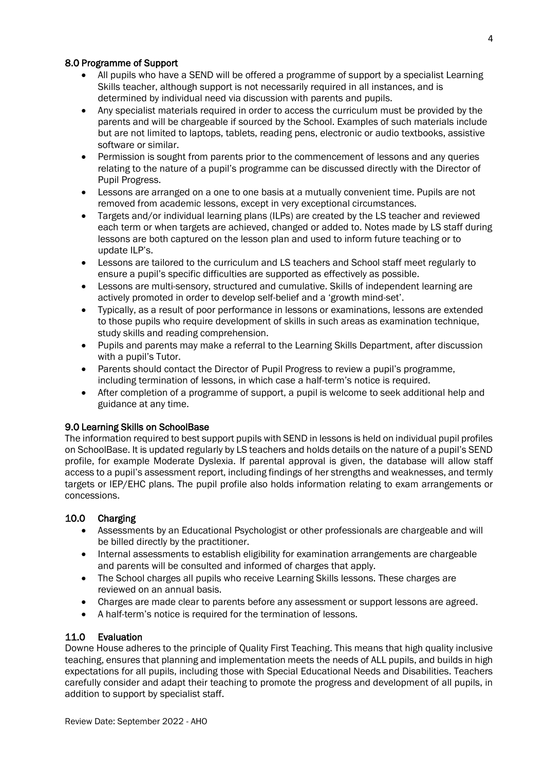## 8.0 Programme of Support

- All pupils who have a SEND will be offered a programme of support by a specialist Learning Skills teacher, although support is not necessarily required in all instances, and is determined by individual need via discussion with parents and pupils.
- Any specialist materials required in order to access the curriculum must be provided by the parents and will be chargeable if sourced by the School. Examples of such materials include but are not limited to laptops, tablets, reading pens, electronic or audio textbooks, assistive software or similar.
- Permission is sought from parents prior to the commencement of lessons and any queries relating to the nature of a pupil's programme can be discussed directly with the Director of Pupil Progress.
- Lessons are arranged on a one to one basis at a mutually convenient time. Pupils are not removed from academic lessons, except in very exceptional circumstances.
- Targets and/or individual learning plans (ILPs) are created by the LS teacher and reviewed each term or when targets are achieved, changed or added to. Notes made by LS staff during lessons are both captured on the lesson plan and used to inform future teaching or to update ILP's.
- Lessons are tailored to the curriculum and LS teachers and School staff meet regularly to ensure a pupil's specific difficulties are supported as effectively as possible.
- Lessons are multi-sensory, structured and cumulative. Skills of independent learning are actively promoted in order to develop self-belief and a 'growth mind-set'.
- Typically, as a result of poor performance in lessons or examinations, lessons are extended to those pupils who require development of skills in such areas as examination technique, study skills and reading comprehension.
- Pupils and parents may make a referral to the Learning Skills Department, after discussion with a pupil's Tutor.
- Parents should contact the Director of Pupil Progress to review a pupil's programme, including termination of lessons, in which case a half-term's notice is required.
- After completion of a programme of support, a pupil is welcome to seek additional help and guidance at any time.

## 9.0 Learning Skills on SchoolBase

The information required to best support pupils with SEND in lessons is held on individual pupil profiles on SchoolBase. It is updated regularly by LS teachers and holds details on the nature of a pupil's SEND profile, for example Moderate Dyslexia. If parental approval is given, the database will allow staff access to a pupil's assessment report, including findings of her strengths and weaknesses, and termly targets or IEP/EHC plans. The pupil profile also holds information relating to exam arrangements or concessions.

## 10.0 Charging

- Assessments by an Educational Psychologist or other professionals are chargeable and will be billed directly by the practitioner.
- Internal assessments to establish eligibility for examination arrangements are chargeable and parents will be consulted and informed of charges that apply.
- The School charges all pupils who receive Learning Skills lessons. These charges are reviewed on an annual basis.
- Charges are made clear to parents before any assessment or support lessons are agreed.
- A half-term's notice is required for the termination of lessons.

## 11.0 Evaluation

Downe House adheres to the principle of Quality First Teaching. This means that high quality inclusive teaching, ensures that planning and implementation meets the needs of ALL pupils, and builds in high expectations for all pupils, including those with Special Educational Needs and Disabilities. Teachers carefully consider and adapt their teaching to promote the progress and development of all pupils, in addition to support by specialist staff.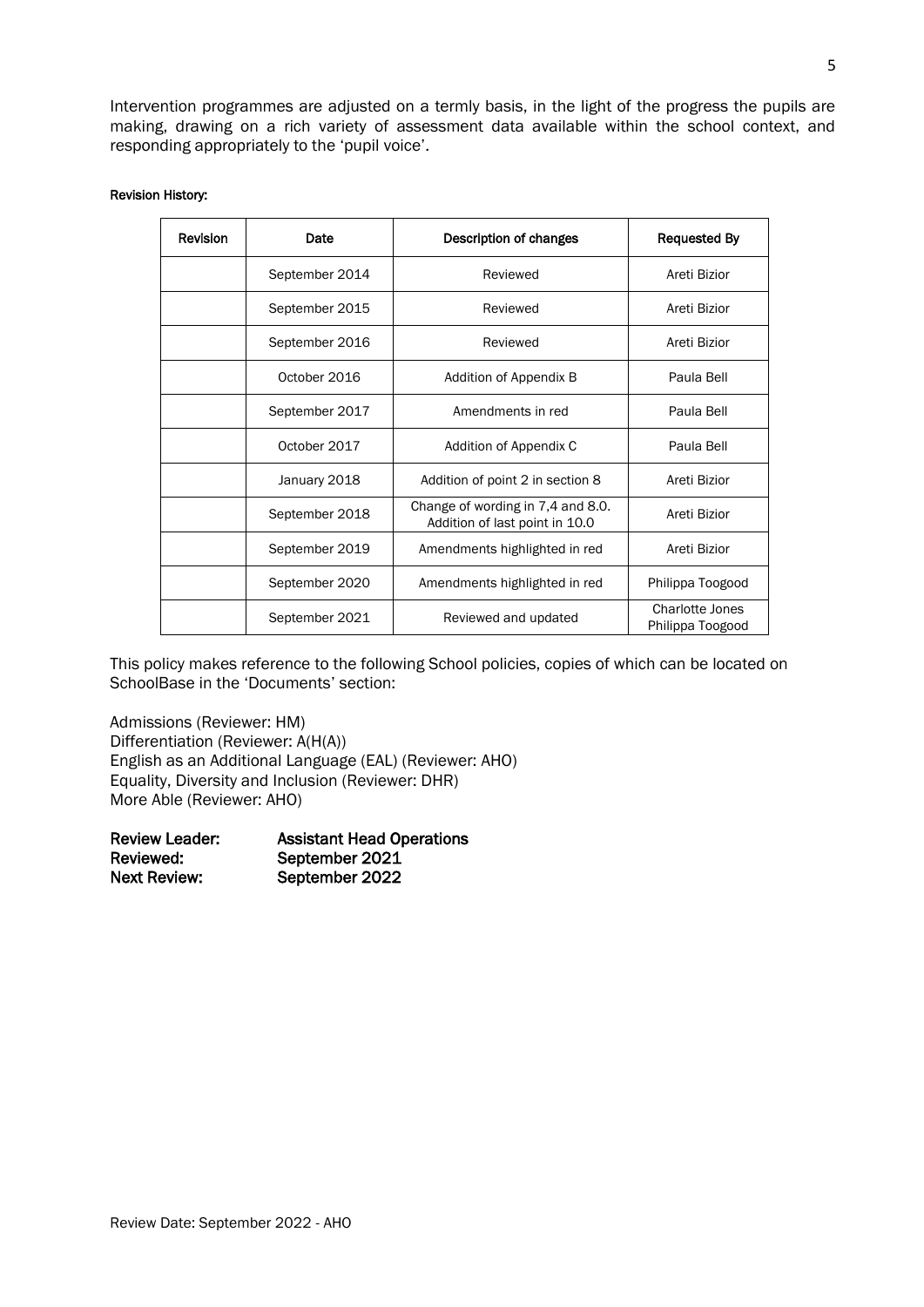Intervention programmes are adjusted on a termly basis, in the light of the progress the pupils are making, drawing on a rich variety of assessment data available within the school context, and responding appropriately to the 'pupil voice'.

**Revision History:**

| Revision | Date | Description of changes | Requested By |
|---|---|---|---|
| | September 2014 | Reviewed | Areti Bizior |
| | September 2015 | Reviewed | Areti Bizior |
| | September 2016 | Reviewed | Areti Bizior |
| | October 2016 | Addition of Appendix B | Paula Bell |
| | September 2017 | Amendments in red | Paula Bell |
| | October 2017 | Addition of Appendix C | Paula Bell |
| | January 2018 | Addition of point 2 in section 8 | Areti Bizior |
| | September 2018 | Change of wording in 7,4 and 8.0. Addition of last point in 10.0 | Areti Bizior |
| | September 2019 | Amendments highlighted in red | Areti Bizior |
| | September 2020 | Amendments highlighted in red | Philippa Toogood |
| | September 2021 | Reviewed and updated | Charlotte Jones Philippa Toogood |

This policy makes reference to the following School policies, copies of which can be located on SchoolBase in the 'Documents' section:

Admissions (Reviewer: HM)
Differentiation (Reviewer: A(H(A))
English as an Additional Language (EAL) (Reviewer: AHO)
Equality, Diversity and Inclusion (Reviewer: DHR)
More Able (Reviewer: AHO)

**Review Leader:** **Assistant Head Operations**
**Reviewed:** **September 2021**
**Next Review:** **September 2022**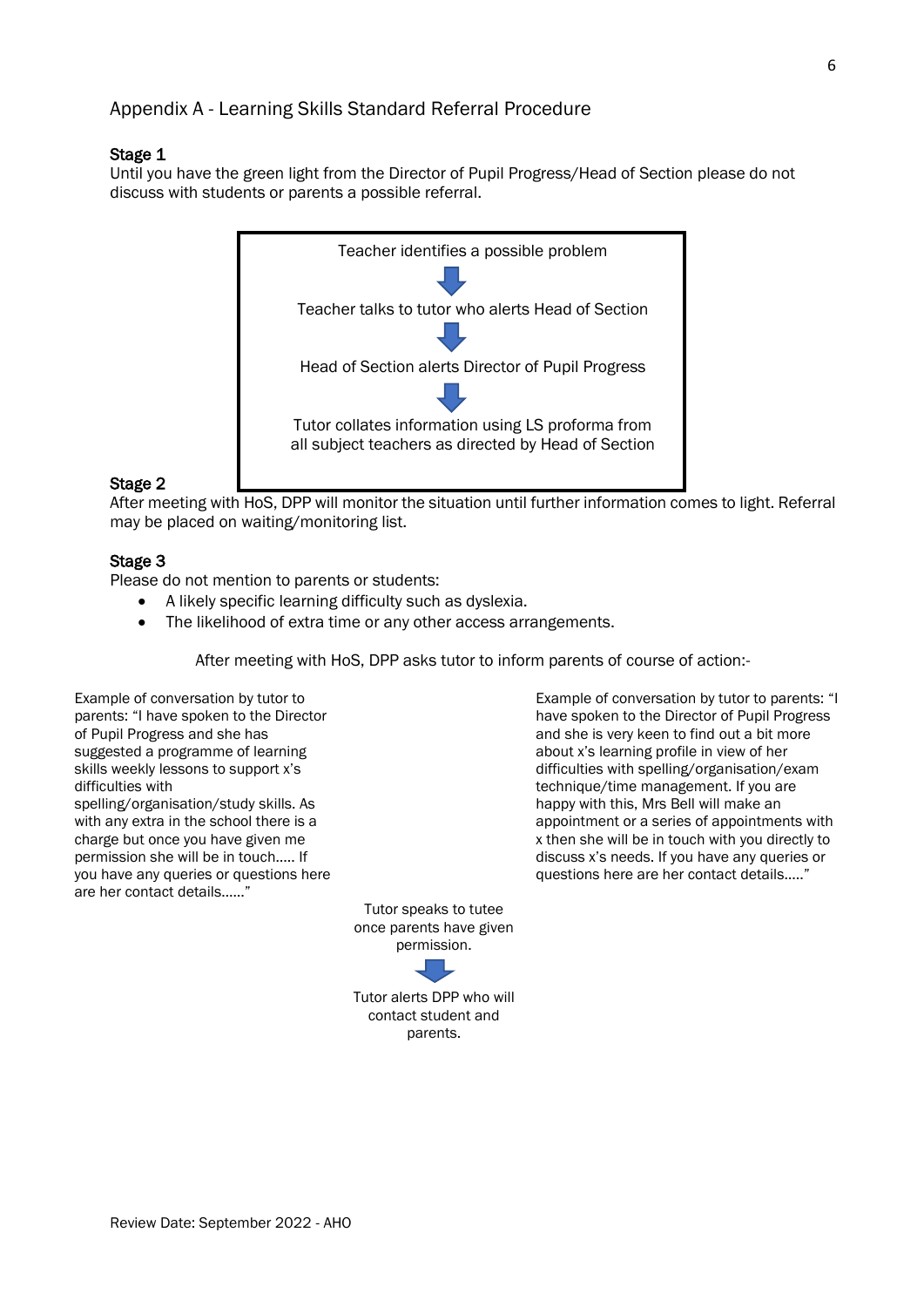## Appendix A - Learning Skills Standard Referral Procedure

**Stage 1**
Until you have the green light from the Director of Pupil Progress/Head of Section please do not discuss with students or parents a possible referral.

Teacher identifies a possible problem

↓

Teacher talks to tutor who alerts Head of Section

↓

Head of Section alerts Director of Pupil Progress

↓

Tutor collates information using LS proforma from all subject teachers as directed by Head of Section

**Stage 2**
After meeting with HoS, DPP will monitor the situation until further information comes to light. Referral may be placed on waiting/monitoring list.

**Stage 3**
Please do not mention to parents or students:

- A likely specific learning difficulty such as dyslexia.
- The likelihood of extra time or any other access arrangements.

After meeting with HoS, DPP asks tutor to inform parents of course of action:-

Example of conversation by tutor to parents: "I have spoken to the Director of Pupil Progress and she has suggested a programme of learning skills weekly lessons to support x's difficulties with spelling/organisation/study skills. As with any extra in the school there is a charge but once you have given me permission she will be in touch..... If you have any queries or questions here are her contact details......"

Example of conversation by tutor to parents: "I have spoken to the Director of Pupil Progress and she is very keen to find out a bit more about x's learning profile in view of her difficulties with spelling/organisation/exam technique/time management. If you are happy with this, Mrs Bell will make an appointment or a series of appointments with x then she will be in touch with you directly to discuss x's needs. If you have any queries or questions here are her contact details....."

Tutor speaks to tutee once parents have given permission.

↓

Tutor alerts DPP who will contact student and parents.

Review Date: September 2022 - AHO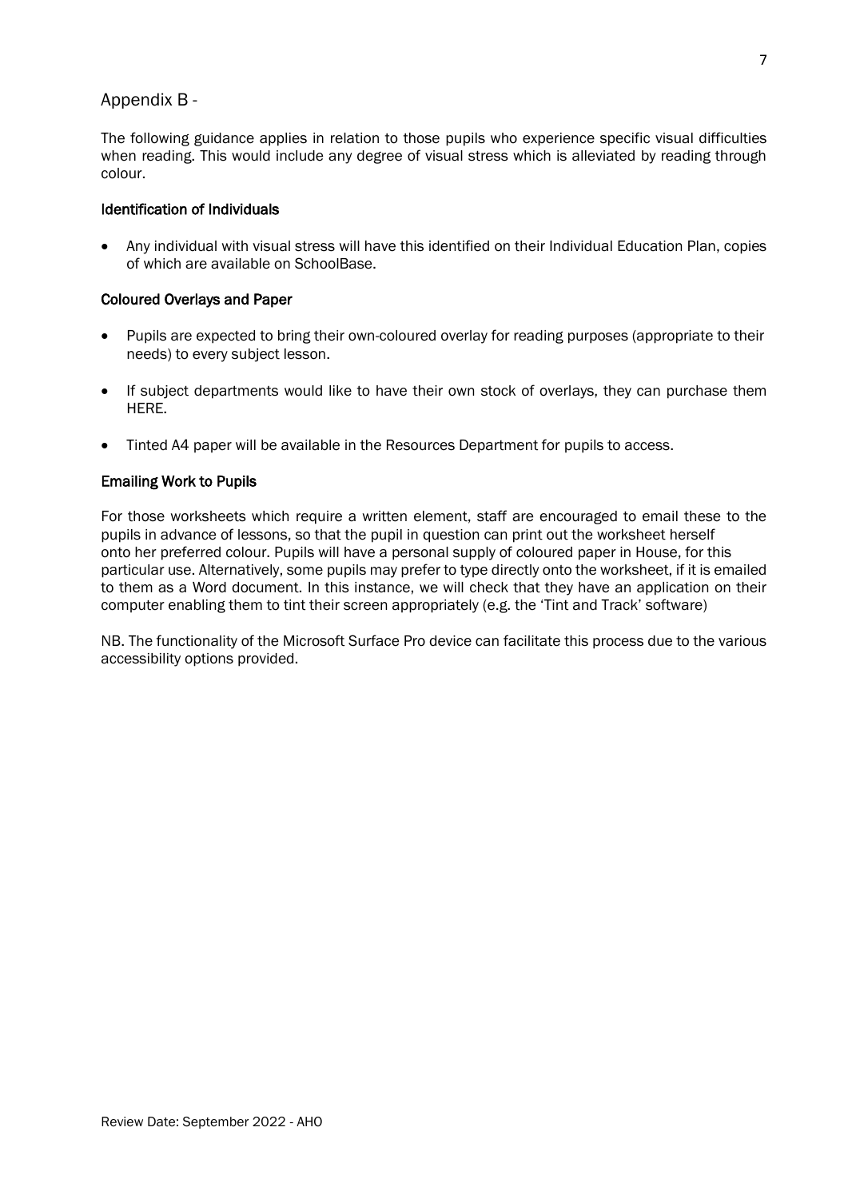## Appendix B -

The following guidance applies in relation to those pupils who experience specific visual difficulties when reading. This would include any degree of visual stress which is alleviated by reading through colour.

### Identification of Individuals

- Any individual with visual stress will have this identified on their Individual Education Plan, copies of which are available on SchoolBase.

### Coloured Overlays and Paper

- Pupils are expected to bring their own-coloured overlay for reading purposes (appropriate to their needs) to every subject lesson.
- If subject departments would like to have their own stock of overlays, they can purchase them HERE.
- Tinted A4 paper will be available in the Resources Department for pupils to access.

### Emailing Work to Pupils

For those worksheets which require a written element, staff are encouraged to email these to the pupils in advance of lessons, so that the pupil in question can print out the worksheet herself onto her preferred colour. Pupils will have a personal supply of coloured paper in House, for this particular use. Alternatively, some pupils may prefer to type directly onto the worksheet, if it is emailed to them as a Word document. In this instance, we will check that they have an application on their computer enabling them to tint their screen appropriately (e.g. the 'Tint and Track' software)

NB. The functionality of the Microsoft Surface Pro device can facilitate this process due to the various accessibility options provided.

Review Date: September 2022 - AHO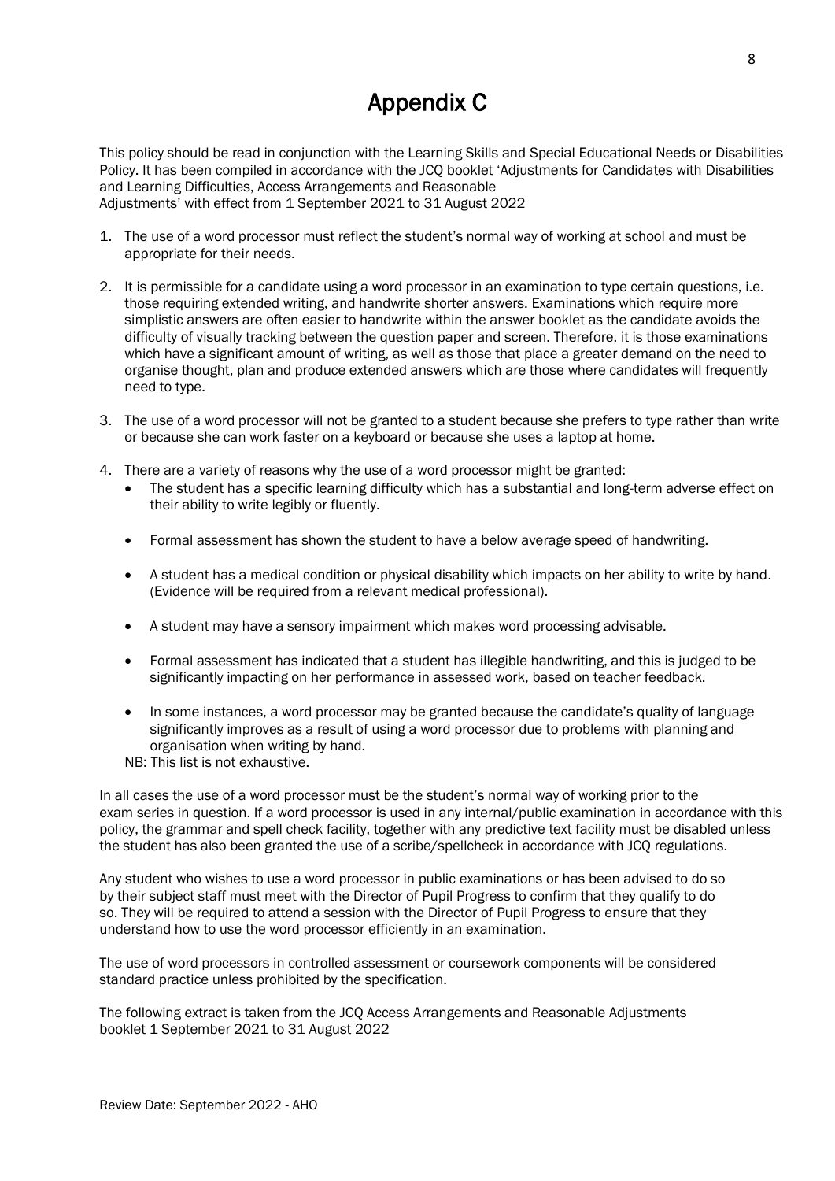# Appendix C

This policy should be read in conjunction with the Learning Skills and Special Educational Needs or Disabilities Policy. It has been compiled in accordance with the JCQ booklet 'Adjustments for Candidates with Disabilities and Learning Difficulties, Access Arrangements and Reasonable Adjustments' with effect from 1 September 2021 to 31 August 2022

1. The use of a word processor must reflect the student's normal way of working at school and must be appropriate for their needs.

2. It is permissible for a candidate using a word processor in an examination to type certain questions, i.e. those requiring extended writing, and handwrite shorter answers. Examinations which require more simplistic answers are often easier to handwrite within the answer booklet as the candidate avoids the difficulty of visually tracking between the question paper and screen. Therefore, it is those examinations which have a significant amount of writing, as well as those that place a greater demand on the need to organise thought, plan and produce extended answers which are those where candidates will frequently need to type.

3. The use of a word processor will not be granted to a student because she prefers to type rather than write or because she can work faster on a keyboard or because she uses a laptop at home.

4. There are a variety of reasons why the use of a word processor might be granted:
   - The student has a specific learning difficulty which has a substantial and long-term adverse effect on their ability to write legibly or fluently.
   - Formal assessment has shown the student to have a below average speed of handwriting.
   - A student has a medical condition or physical disability which impacts on her ability to write by hand. (Evidence will be required from a relevant medical professional).
   - A student may have a sensory impairment which makes word processing advisable.
   - Formal assessment has indicated that a student has illegible handwriting, and this is judged to be significantly impacting on her performance in assessed work, based on teacher feedback.
   - In some instances, a word processor may be granted because the candidate's quality of language significantly improves as a result of using a word processor due to problems with planning and organisation when writing by hand.

   NB: This list is not exhaustive.

In all cases the use of a word processor must be the student's normal way of working prior to the exam series in question. If a word processor is used in any internal/public examination in accordance with this policy, the grammar and spell check facility, together with any predictive text facility must be disabled unless the student has also been granted the use of a scribe/spellcheck in accordance with JCQ regulations.

Any student who wishes to use a word processor in public examinations or has been advised to do so by their subject staff must meet with the Director of Pupil Progress to confirm that they qualify to do so. They will be required to attend a session with the Director of Pupil Progress to ensure that they understand how to use the word processor efficiently in an examination.

The use of word processors in controlled assessment or coursework components will be considered standard practice unless prohibited by the specification.

The following extract is taken from the JCQ Access Arrangements and Reasonable Adjustments booklet 1 September 2021 to 31 August 2022